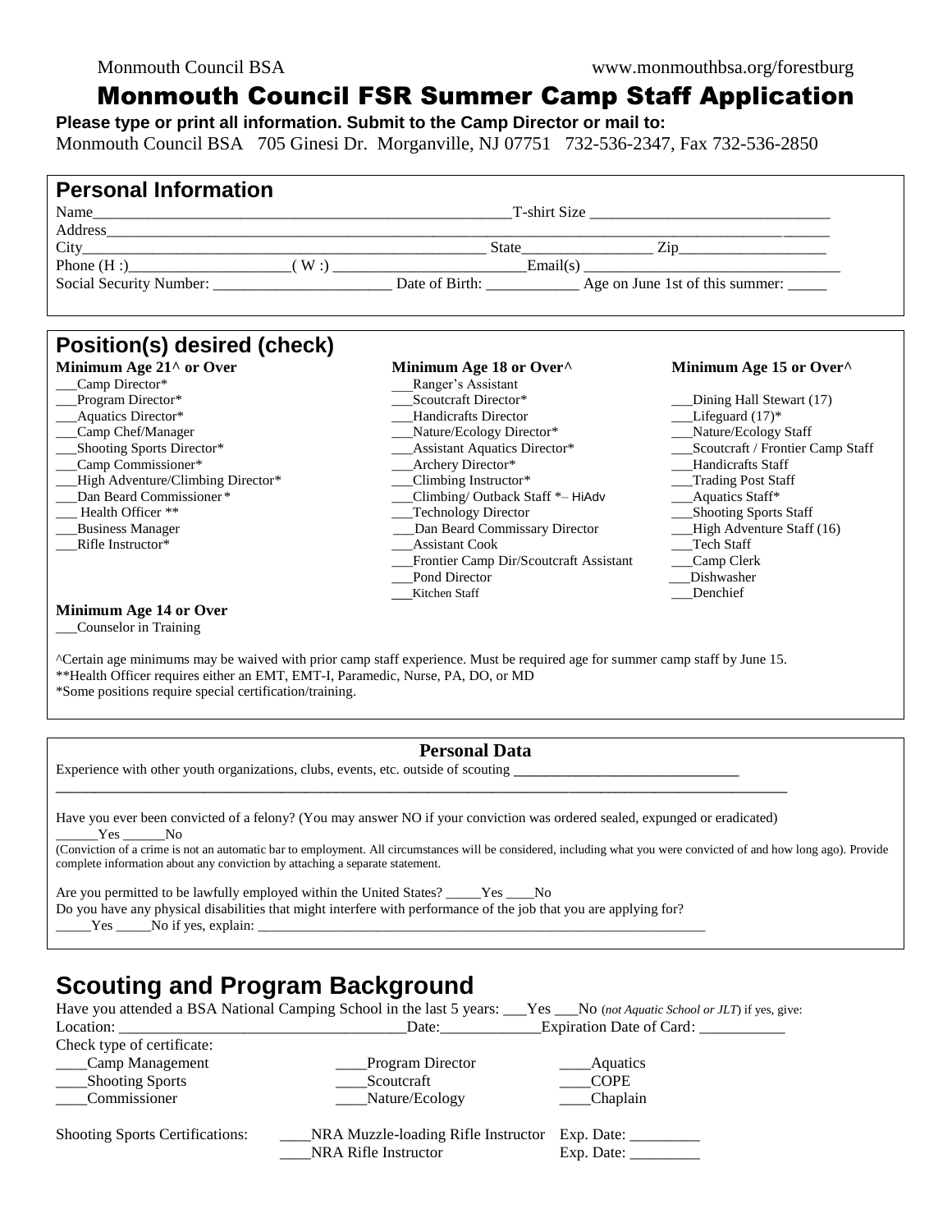Monmouth Council BSA www.monmouthbsa.org/forestburg

# Monmouth Council FSR Summer Camp Staff Application

**Please type or print all information. Submit to the Camp Director or mail to:**

Monmouth Council BSA 705 Ginesi Dr. Morganville, NJ 07751 732-536-2347, Fax 732-536-2850

## Personal Information

Name_____________________________________________________T-shirt Size ______________________________

Address___________________________________________________________________________________________

City____________________________________________________ State________________ Zip__________________

Phone (H :)____________________( W :) ________________________Email(s) ________________________________

Social Security Number: ______________________ Date of Birth: ____________ Age on June 1st of this summer: _____

## Position(s) desired (check)

**Minimum Age 21^ or Over**

___Camp Director*
___Program Director*
___Aquatics Director*
___Camp Chef/Manager
___Shooting Sports Director*
___Camp Commissioner*
___High Adventure/Climbing Director*
___Dan Beard Commissioner*
___ Health Officer **
___Business Manager
___Rifle Instructor*

**Minimum Age 18 or Over^**

___Ranger's Assistant
___Scoutcraft Director*
___Handicrafts Director
___Nature/Ecology Director*
___Assistant Aquatics Director*
___Archery Director*
___Climbing Instructor*
___Climbing/ Outback Staff *– HiAdv
___Technology Director
___Dan Beard Commissary Director
___Assistant Cook
___Frontier Camp Dir/Scoutcraft Assistant
___Pond Director
___Kitchen Staff

**Minimum Age 15 or Over^**

___Dining Hall Stewart (17)
___Lifeguard (17)*
___Nature/Ecology Staff
___Scoutcraft / Frontier Camp Staff
___Handicrafts Staff
___Trading Post Staff
___Aquatics Staff*
___Shooting Sports Staff
___High Adventure Staff (16)
___Tech Staff
___Camp Clerk
___Dishwasher
___Denchief

**Minimum Age 14 or Over**

___Counselor in Training

^Certain age minimums may be waived with prior camp staff experience. Must be required age for summer camp staff by June 15.
**Health Officer requires either an EMT, EMT-I, Paramedic, Nurse, PA, DO, or MD
*Some positions require special certification/training.

### Personal Data

Experience with other youth organizations, clubs, events, etc. outside of scouting ______________________________
_____________________________________________________________________________________________

Have you ever been convicted of a felony? (You may answer NO if your conviction was ordered sealed, expunged or eradicated)
______Yes ______No
(Conviction of a crime is not an automatic bar to employment. All circumstances will be considered, including what you were convicted of and how long ago). Provide complete information about any conviction by attaching a separate statement.

Are you permitted to be lawfully employed within the United States? _____Yes ____No
Do you have any physical disabilities that might interfere with performance of the job that you are applying for?
_____Yes _____No if yes, explain: ___________________________________________________________________

## Scouting and Program Background

Have you attended a BSA National Camping School in the last 5 years: ___Yes ___No (*not Aquatic School or JLT*) if yes, give:
Location: ____________________________________Date:____________Expiration Date of Card: ___________

Check type of certificate:

____Camp Management ____Program Director ____Aquatics
____Shooting Sports ____Scoutcraft ____COPE
____Commissioner ____Nature/Ecology ____Chaplain

Shooting Sports Certifications: ____NRA Muzzle-loading Rifle Instructor Exp. Date: _________
____NRA Rifle Instructor Exp. Date: _________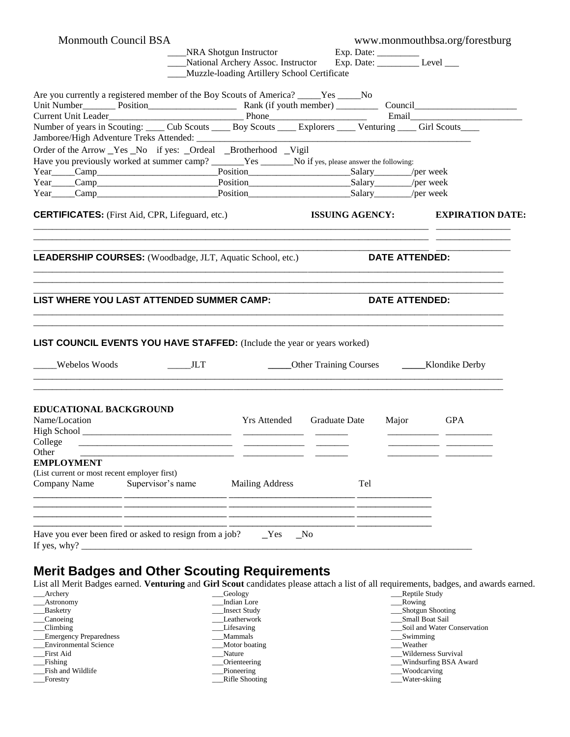Monmouth Council BSA www.monmouthbsa.org/forestburg

____NRA Shotgun Instructor Exp. Date: _________

____National Archery Assoc. Instructor Exp. Date: _________ Level ___

____Muzzle-loading Artillery School Certificate

Are you currently a registered member of the Boy Scouts of America? _____Yes _____No

Unit Number_______ Position__________________ Rank (if youth member) _________ Council_____________________

Current Unit Leader____________________________ Phone____________________ Email_______________________

Number of years in Scouting: ____ Cub Scouts ____ Boy Scouts ____ Explorers ____ Venturing ____ Girl Scouts____

Jamboree/High Adventure Treks Attended: ________________________________________________________________

Order of the Arrow _Yes _No if yes: _Ordeal _Brotherhood _Vigil

Have you previously worked at summer camp? _______Yes _______No if yes, please answer the following:

Year_____Camp_________________________Position_____________________Salary_______/per week

Year_____Camp_________________________Position_____________________Salary_______/per week

Year_____Camp_________________________Position_____________________Salary_______/per week

**CERTIFICATES:** (First Aid, CPR, Lifeguard, etc.) **ISSUING AGENCY:** **EXPIRATION DATE:**

_____________________________________________________________________________ _______________

_____________________________________________________________________________ _______________

_____________________________________________________________________________ _______________

**LEADERSHIP COURSES:** (Woodbadge, JLT, Aquatic School, etc.) **DATE ATTENDED:**

_______________________________________________________________________________________________

_______________________________________________________________________________________________

_______________________________________________________________________________________________

**LIST WHERE YOU LAST ATTENDED SUMMER CAMP:** **DATE ATTENDED:**

_______________________________________________________________________________________________

_______________________________________________________________________________________________

**LIST COUNCIL EVENTS YOU HAVE STAFFED:** (Include the year or years worked)

_____Webelos Woods _____JLT _____Other Training Courses _____Klondike Derby

_______________________________________________________________________________________________

_______________________________________________________________________________________________

**EDUCATIONAL BACKGROUND**

| Name/Location | Yrs Attended | Graduate Date | Major | GPA |
|---|---|---|---|---|
| High School ______________________________ | ____________ | _______ | __________ | _________ |
| College ______________________________ | ____________ | _______ | __________ | _________ |
| Other ______________________________ | ____________ | _______ | __________ | _________ |

**EMPLOYMENT**

(List current or most recent employer first)

| Company Name | Supervisor's name | Mailing Address | Tel |
|---|---|---|---|
| _________________ | ____________________ | ________________________ | _______________ |
| _________________ | ____________________ | ________________________ | _______________ |
| _________________ | ____________________ | ________________________ | _______________ |
| _________________ | ____________________ | ________________________ | _______________ |

Have you ever been fired or asked to resign from a job? _Yes _No

If yes, why? ____________________________________________________________________________________

## Merit Badges and Other Scouting Requirements

List all Merit Badges earned. **Venturing** and **Girl Scout** candidates please attach a list of all requirements, badges, and awards earned.

___Archery
___Astronomy
___Basketry
___Canoeing
___Climbing
___Emergency Preparedness
___Environmental Science
___First Aid
___Fishing
___Fish and Wildlife
___Forestry
___Geology
___Indian Lore
___Insect Study
___Leatherwork
___Lifesaving
___Mammals
___Motor boating
___Nature
___Orienteering
___Pioneering
___Rifle Shooting
___Reptile Study
___Rowing
___Shotgun Shooting
___Small Boat Sail
___Soil and Water Conservation
___Swimming
___Weather
___Wilderness Survival
___Windsurfing BSA Award
___Woodcarving
___Water-skiing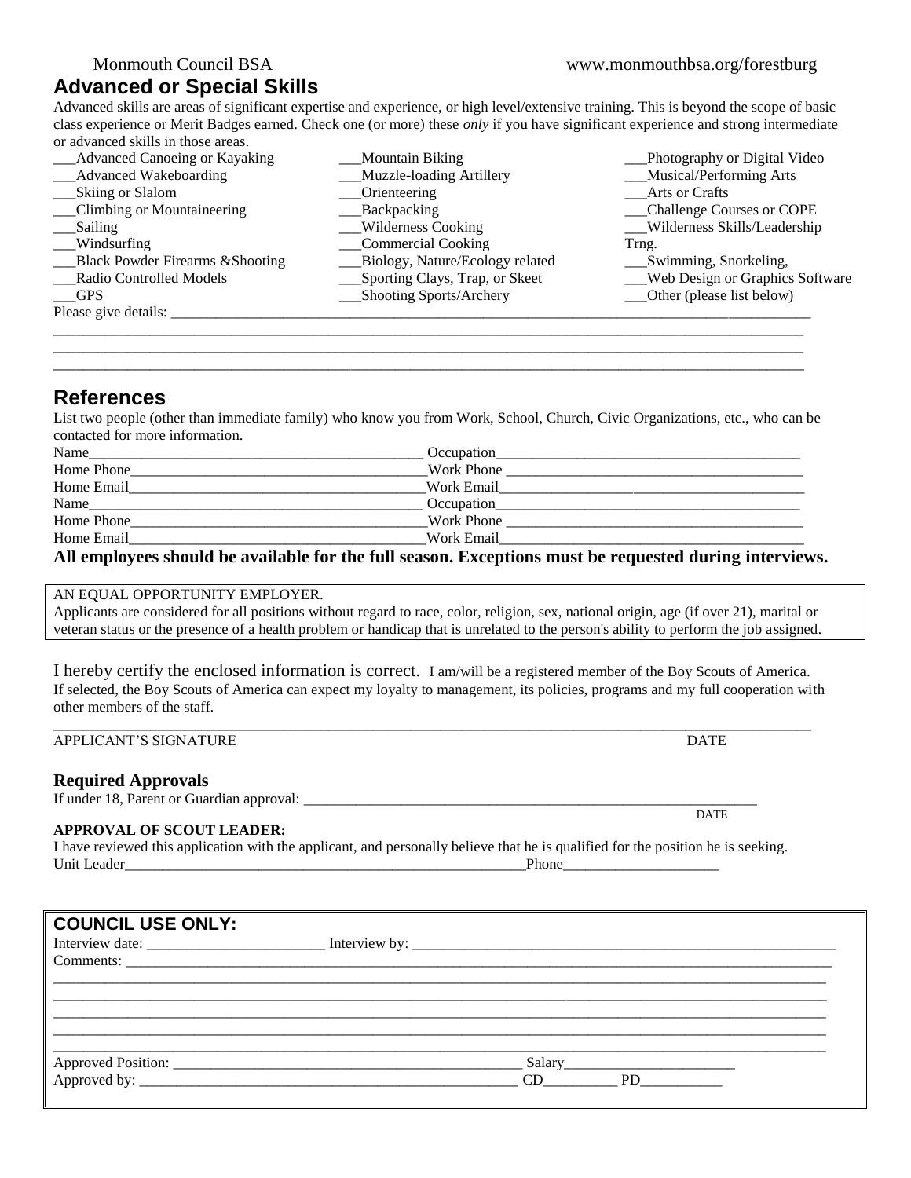Monmouth Council BSA www.monmouthbsa.org/forestburg

## Advanced or Special Skills

Advanced skills are areas of significant expertise and experience, or high level/extensive training. This is beyond the scope of basic class experience or Merit Badges earned. Check one (or more) these *only* if you have significant experience and strong intermediate or advanced skills in those areas.

___Advanced Canoeing or Kayaking
___Advanced Wakeboarding
___Skiing or Slalom
___Climbing or Mountaineering
___Sailing
___Windsurfing
___Black Powder Firearms &Shooting
___Radio Controlled Models
___GPS
___Mountain Biking
___Muzzle-loading Artillery
___Orienteering
___Backpacking
___Wilderness Cooking
___Commercial Cooking
___Biology, Nature/Ecology related
___Sporting Clays, Trap, or Skeet
___Shooting Sports/Archery
___Photography or Digital Video
___Musical/Performing Arts
___Arts or Crafts
___Challenge Courses or COPE
___Wilderness Skills/Leadership Trng.
___Swimming, Snorkeling,
___Web Design or Graphics Software
___Other (please list below)

Please give details: ____________________________________________________________________________
________________________________________________________________________________________________
________________________________________________________________________________________________
________________________________________________________________________________________________

## References

List two people (other than immediate family) who know you from Work, School, Church, Civic Organizations, etc., who can be contacted for more information.

Name_____________________________________________ Occupation________________________________________
Home Phone________________________________________Work Phone ________________________________________
Home Email________________________________________Work Email_________________________________________
Name_____________________________________________ Occupation________________________________________
Home Phone________________________________________Work Phone ________________________________________
Home Email________________________________________Work Email_________________________________________

**All employees should be available for the full season. Exceptions must be requested during interviews.**

AN EQUAL OPPORTUNITY EMPLOYER.
Applicants are considered for all positions without regard to race, color, religion, sex, national origin, age (if over 21), marital or veteran status or the presence of a health problem or handicap that is unrelated to the person's ability to perform the job assigned.

I hereby certify the enclosed information is correct. I am/will be a registered member of the Boy Scouts of America. If selected, the Boy Scouts of America can expect my loyalty to management, its policies, programs and my full cooperation with other members of the staff.

________________________________________________________________________________________________
APPLICANT'S SIGNATURE DATE

### Required Approvals

If under 18, Parent or Guardian approval: ______________________________________________________________
DATE

**APPROVAL OF SCOUT LEADER:**

I have reviewed this application with the applicant, and personally believe that he is qualified for the position he is seeking.
Unit Leader______________________________________________________Phone_____________________

### COUNCIL USE ONLY:

Interview date: ________________________ Interview by: ___________________________________________________________
Comments: _________________________________________________________________________________________________
__________________________________________________________________________________________________________
__________________________________________________________________________________________________________
__________________________________________________________________________________________________________
__________________________________________________________________________________________________________
__________________________________________________________________________________________________________
Approved Position: _________________________________________________ Salary_______________________
Approved by: ______________________________________________________ CD__________ PD___________